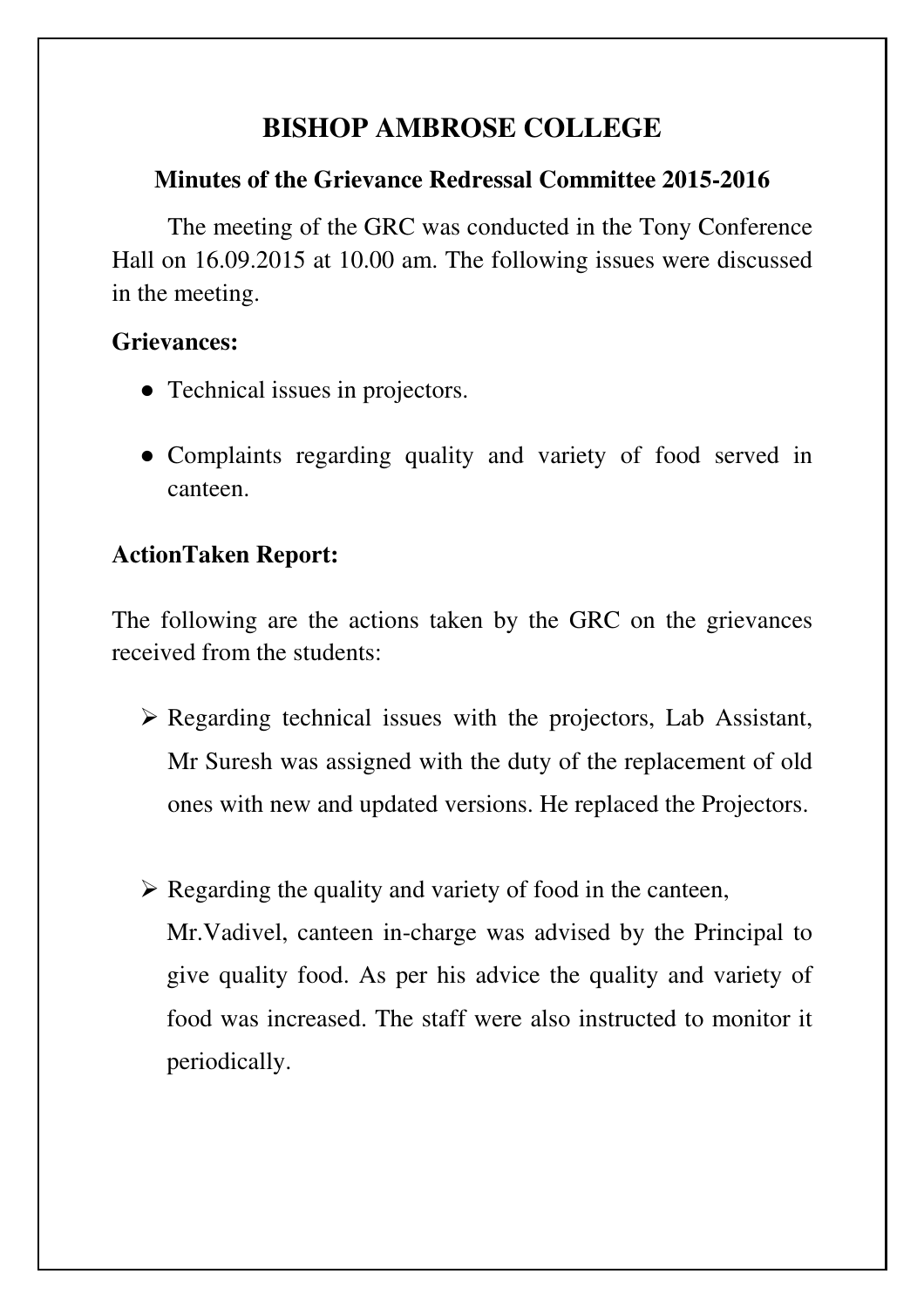# BISHOP AMBROSE COLLEGE

## Minutes of the Grievance Redressal Committee 2015-2016

The meeting of the GRC was conducted in the Tony Conference Hall on 16.09.2015 at 10.00 am. The following issues were discussed in the meeting.

**Grievances:**

- Technical issues in projectors.
- Complaints regarding quality and variety of food served in canteen.

**ActionTaken Report:**

The following are the actions taken by the GRC on the grievances received from the students:

- Regarding technical issues with the projectors, Lab Assistant, Mr Suresh was assigned with the duty of the replacement of old ones with new and updated versions. He replaced the Projectors.
- Regarding the quality and variety of food in the canteen, Mr.Vadivel, canteen in-charge was advised by the Principal to give quality food. As per his advice the quality and variety of food was increased. The staff were also instructed to monitor it periodically.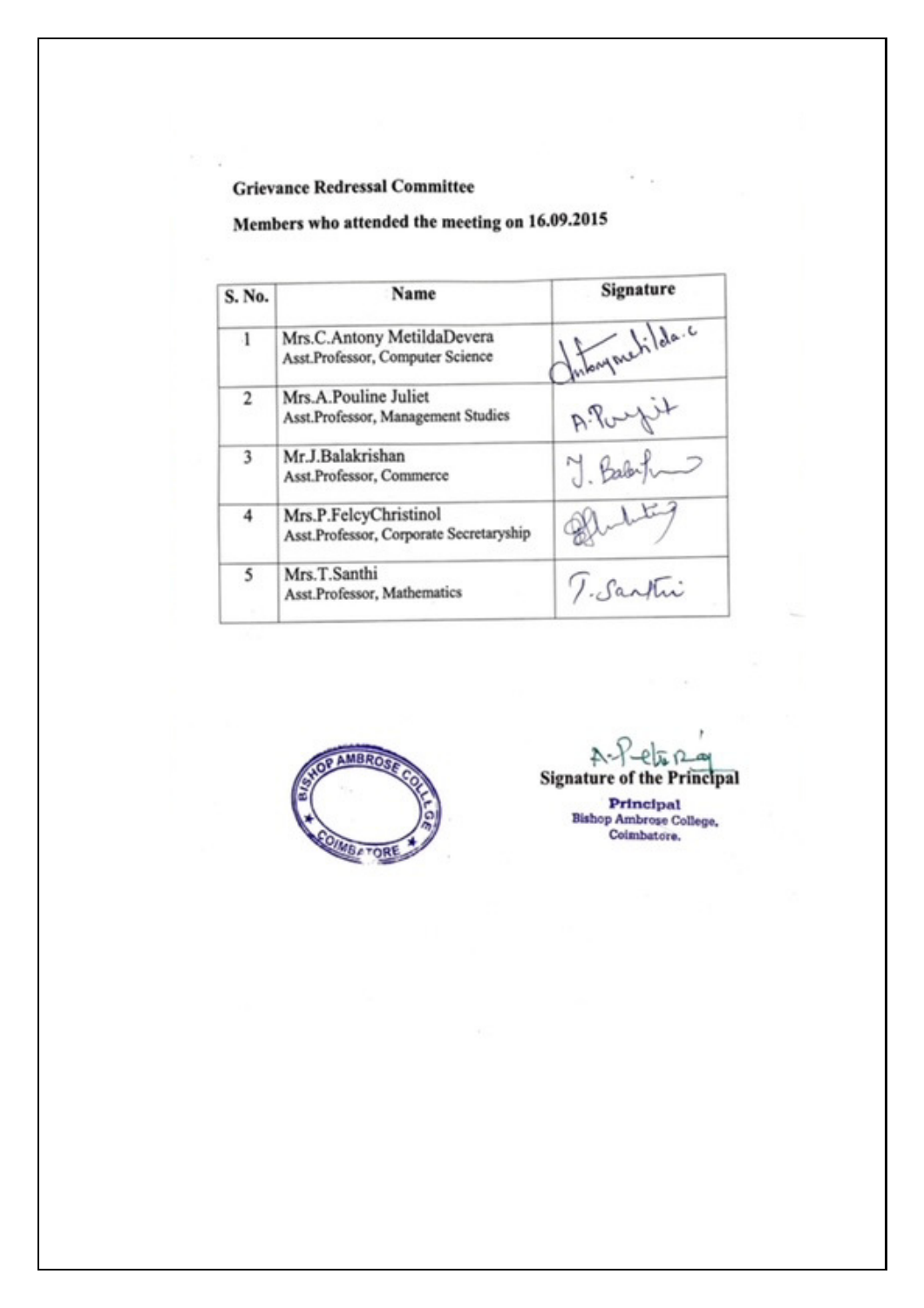**Grievance Redressal Committee**

**Members who attended the meeting on 16.09.2015**

| S. No. | Name | Signature |
|---|---|---|
| 1 | Mrs.C.Antony MetildaDevera<br>Asst.Professor, Computer Science | |
| 2 | Mrs.A.Pouline Juliet<br>Asst.Professor, Management Studies | |
| 3 | Mr.J.Balakrishan<br>Asst.Professor, Commerce | |
| 4 | Mrs.P.FelcyChristinol<br>Asst.Professor, Corporate Secretaryship | |
| 5 | Mrs.T.Santhi<br>Asst.Professor, Mathematics | |

BISHOP AMBROSE COLLEGE COIMBATORE

**Signature of the Principal**

**Principal**
Bishop Ambrose College,
Coimbatore.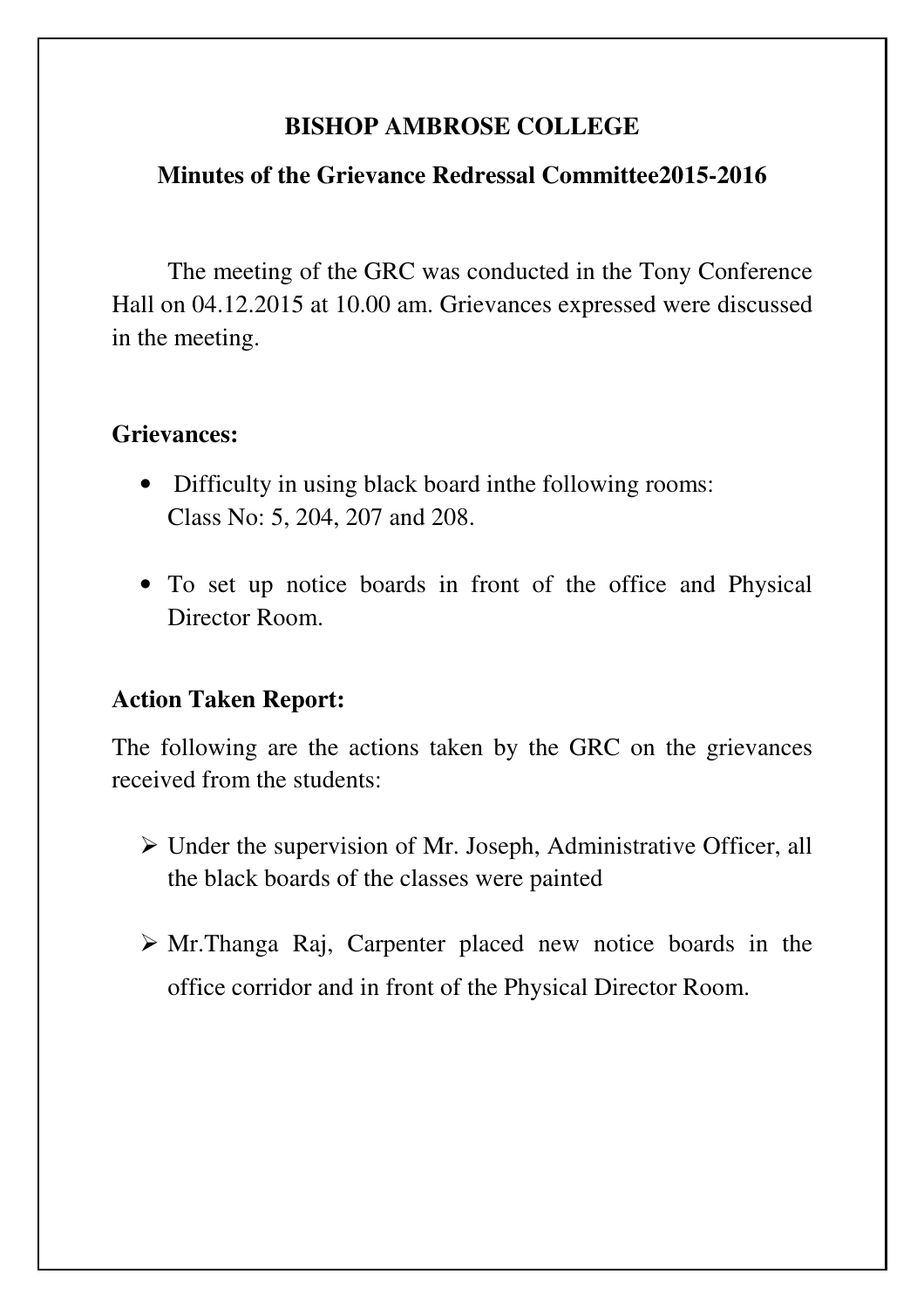**BISHOP AMBROSE COLLEGE**

**Minutes of the Grievance Redressal Committee2015-2016**

The meeting of the GRC was conducted in the Tony Conference Hall on 04.12.2015 at 10.00 am. Grievances expressed were discussed in the meeting.

**Grievances:**

- Difficulty in using black board inthe following rooms:
  Class No: 5, 204, 207 and 208.
- To set up notice boards in front of the office and Physical Director Room.

**Action Taken Report:**

The following are the actions taken by the GRC on the grievances received from the students:

- Under the supervision of Mr. Joseph, Administrative Officer, all the black boards of the classes were painted
- Mr.Thanga Raj, Carpenter placed new notice boards in the office corridor and in front of the Physical Director Room.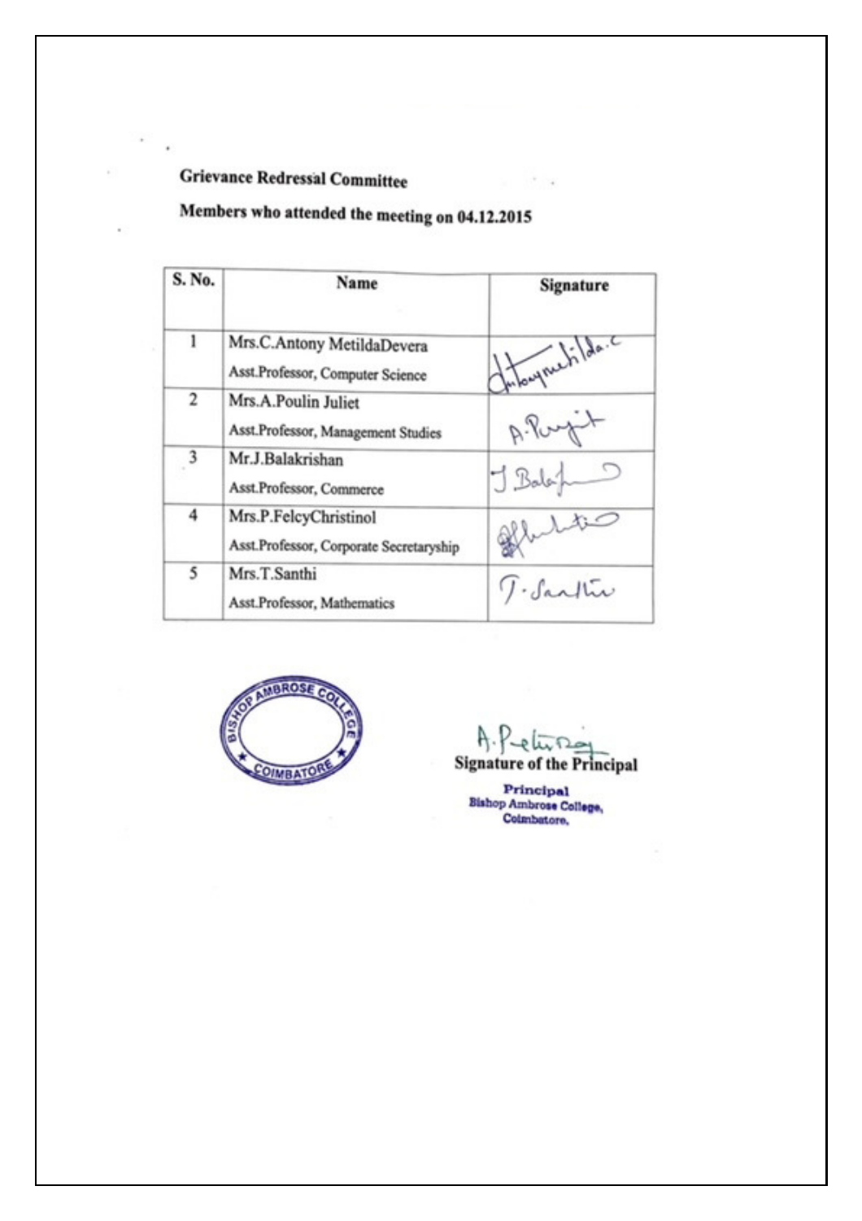**Grievance Redressal Committee**

**Members who attended the meeting on 04.12.2015**

| S. No. | Name | Signature |
|---|---|---|
| 1 | Mrs.C.Antony MetildaDevera<br>Asst.Professor, Computer Science | Antonymetilda.C |
| 2 | Mrs.A.Poulin Juliet<br>Asst.Professor, Management Studies | A.Poujit |
| 3 | Mr.J.Balakrishan<br>Asst.Professor, Commerce | J Balakr |
| 4 | Mrs.P.FelcyChristinol<br>Asst.Professor, Corporate Secretaryship | PFelcytino |
| 5 | Mrs.T.Santhi<br>Asst.Professor, Mathematics | T.Santhi |

BISHOP AMBROSE COLLEGE
COIMBATORE

A.Peterraj
**Signature of the Principal**

**Principal**
**Bishop Ambrose College,**
**Coimbatore,**